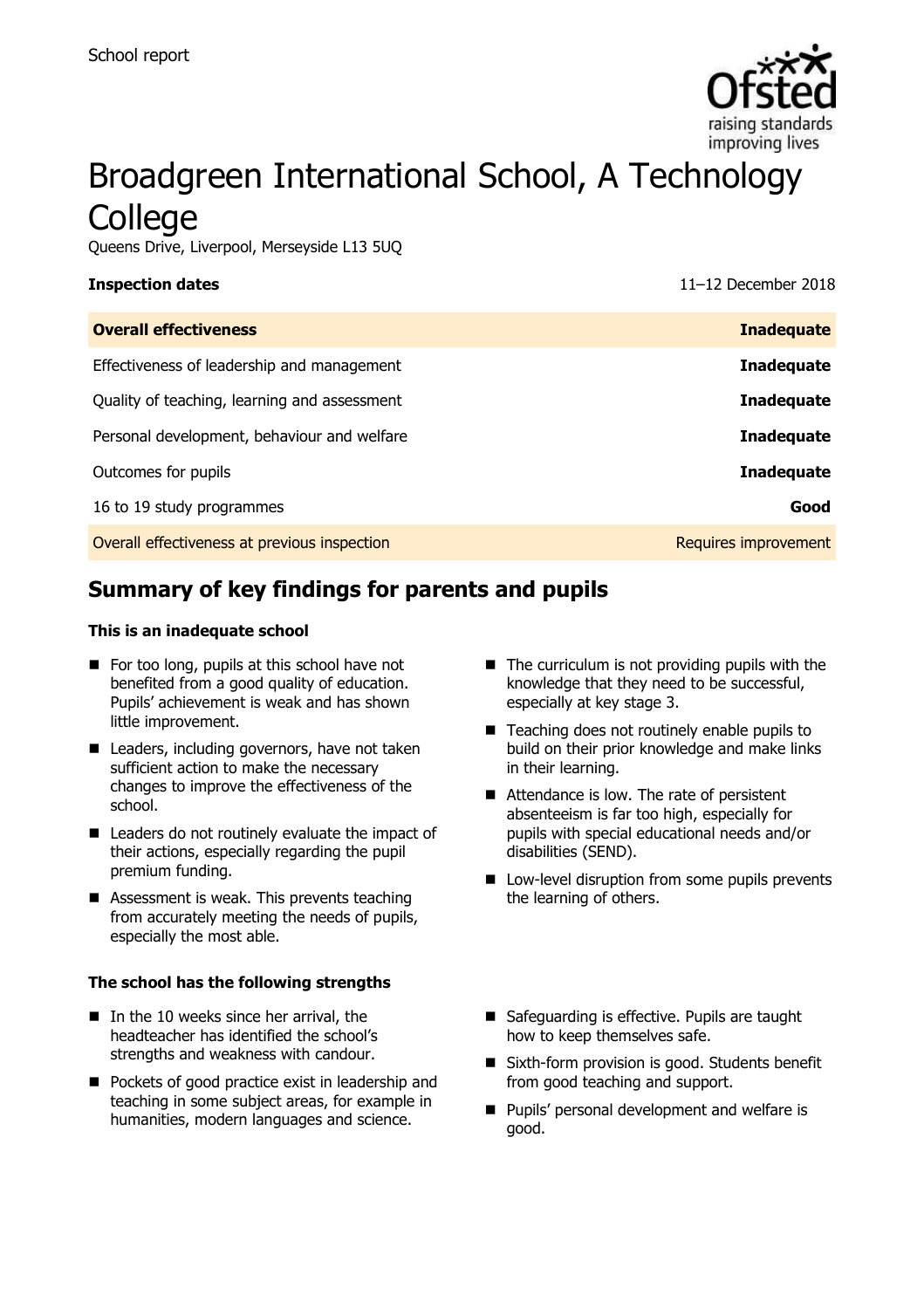School report

# Broadgreen International School, A Technology College

Queens Drive, Liverpool, Merseyside L13 5UQ

**Inspection dates** 11–12 December 2018

| **Overall effectiveness** | **Inadequate** |
|---|---|
| Effectiveness of leadership and management | **Inadequate** |
| Quality of teaching, learning and assessment | **Inadequate** |
| Personal development, behaviour and welfare | **Inadequate** |
| Outcomes for pupils | **Inadequate** |
| 16 to 19 study programmes | **Good** |
| Overall effectiveness at previous inspection | Requires improvement |

## Summary of key findings for parents and pupils

**This is an inadequate school**

- For too long, pupils at this school have not benefited from a good quality of education. Pupils' achievement is weak and has shown little improvement.
- Leaders, including governors, have not taken sufficient action to make the necessary changes to improve the effectiveness of the school.
- Leaders do not routinely evaluate the impact of their actions, especially regarding the pupil premium funding.
- Assessment is weak. This prevents teaching from accurately meeting the needs of pupils, especially the most able.
- The curriculum is not providing pupils with the knowledge that they need to be successful, especially at key stage 3.
- Teaching does not routinely enable pupils to build on their prior knowledge and make links in their learning.
- Attendance is low. The rate of persistent absenteeism is far too high, especially for pupils with special educational needs and/or disabilities (SEND).
- Low-level disruption from some pupils prevents the learning of others.

**The school has the following strengths**

- In the 10 weeks since her arrival, the headteacher has identified the school's strengths and weakness with candour.
- Pockets of good practice exist in leadership and teaching in some subject areas, for example in humanities, modern languages and science.
- Safeguarding is effective. Pupils are taught how to keep themselves safe.
- Sixth-form provision is good. Students benefit from good teaching and support.
- Pupils' personal development and welfare is good.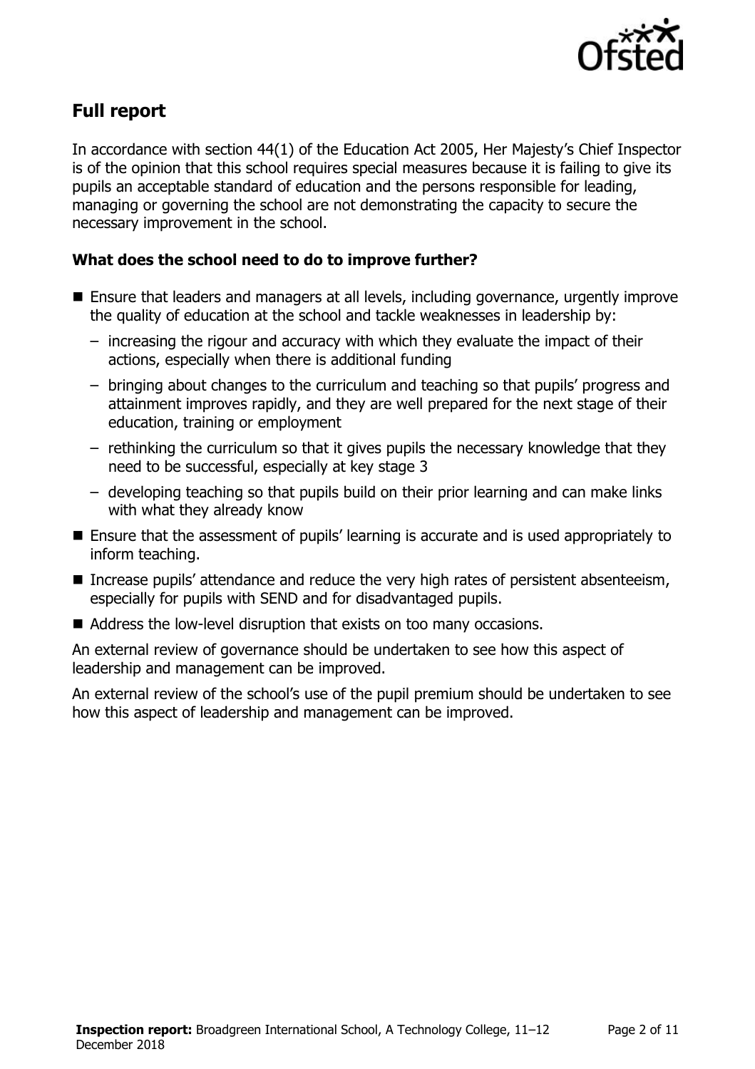## Full report

In accordance with section 44(1) of the Education Act 2005, Her Majesty's Chief Inspector is of the opinion that this school requires special measures because it is failing to give its pupils an acceptable standard of education and the persons responsible for leading, managing or governing the school are not demonstrating the capacity to secure the necessary improvement in the school.

### What does the school need to do to improve further?

- Ensure that leaders and managers at all levels, including governance, urgently improve the quality of education at the school and tackle weaknesses in leadership by:
  - increasing the rigour and accuracy with which they evaluate the impact of their actions, especially when there is additional funding
  - bringing about changes to the curriculum and teaching so that pupils' progress and attainment improves rapidly, and they are well prepared for the next stage of their education, training or employment
  - rethinking the curriculum so that it gives pupils the necessary knowledge that they need to be successful, especially at key stage 3
  - developing teaching so that pupils build on their prior learning and can make links with what they already know
- Ensure that the assessment of pupils' learning is accurate and is used appropriately to inform teaching.
- Increase pupils' attendance and reduce the very high rates of persistent absenteeism, especially for pupils with SEND and for disadvantaged pupils.
- Address the low-level disruption that exists on too many occasions.

An external review of governance should be undertaken to see how this aspect of leadership and management can be improved.

An external review of the school's use of the pupil premium should be undertaken to see how this aspect of leadership and management can be improved.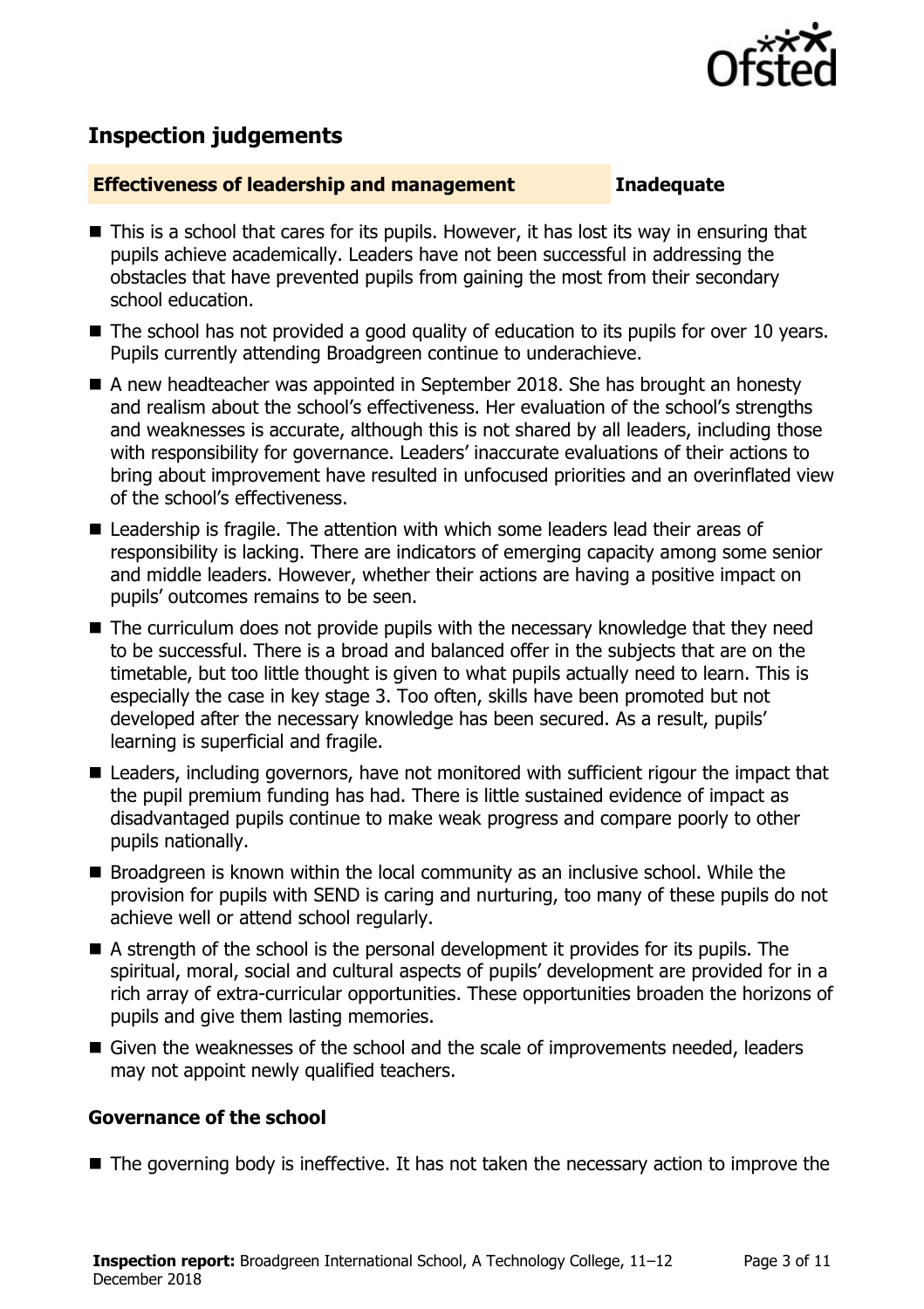## Inspection judgements

**Effectiveness of leadership and management** **Inadequate**

- This is a school that cares for its pupils. However, it has lost its way in ensuring that pupils achieve academically. Leaders have not been successful in addressing the obstacles that have prevented pupils from gaining the most from their secondary school education.
- The school has not provided a good quality of education to its pupils for over 10 years. Pupils currently attending Broadgreen continue to underachieve.
- A new headteacher was appointed in September 2018. She has brought an honesty and realism about the school's effectiveness. Her evaluation of the school's strengths and weaknesses is accurate, although this is not shared by all leaders, including those with responsibility for governance. Leaders' inaccurate evaluations of their actions to bring about improvement have resulted in unfocused priorities and an overinflated view of the school's effectiveness.
- Leadership is fragile. The attention with which some leaders lead their areas of responsibility is lacking. There are indicators of emerging capacity among some senior and middle leaders. However, whether their actions are having a positive impact on pupils' outcomes remains to be seen.
- The curriculum does not provide pupils with the necessary knowledge that they need to be successful. There is a broad and balanced offer in the subjects that are on the timetable, but too little thought is given to what pupils actually need to learn. This is especially the case in key stage 3. Too often, skills have been promoted but not developed after the necessary knowledge has been secured. As a result, pupils' learning is superficial and fragile.
- Leaders, including governors, have not monitored with sufficient rigour the impact that the pupil premium funding has had. There is little sustained evidence of impact as disadvantaged pupils continue to make weak progress and compare poorly to other pupils nationally.
- Broadgreen is known within the local community as an inclusive school. While the provision for pupils with SEND is caring and nurturing, too many of these pupils do not achieve well or attend school regularly.
- A strength of the school is the personal development it provides for its pupils. The spiritual, moral, social and cultural aspects of pupils' development are provided for in a rich array of extra-curricular opportunities. These opportunities broaden the horizons of pupils and give them lasting memories.
- Given the weaknesses of the school and the scale of improvements needed, leaders may not appoint newly qualified teachers.

### Governance of the school

- The governing body is ineffective. It has not taken the necessary action to improve the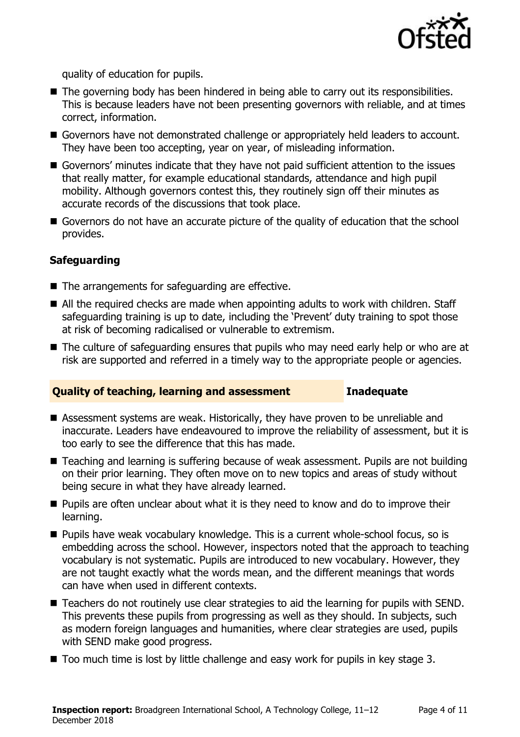quality of education for pupils.

- The governing body has been hindered in being able to carry out its responsibilities. This is because leaders have not been presenting governors with reliable, and at times correct, information.
- Governors have not demonstrated challenge or appropriately held leaders to account. They have been too accepting, year on year, of misleading information.
- Governors' minutes indicate that they have not paid sufficient attention to the issues that really matter, for example educational standards, attendance and high pupil mobility. Although governors contest this, they routinely sign off their minutes as accurate records of the discussions that took place.
- Governors do not have an accurate picture of the quality of education that the school provides.

**Safeguarding**

- The arrangements for safeguarding are effective.
- All the required checks are made when appointing adults to work with children. Staff safeguarding training is up to date, including the 'Prevent' duty training to spot those at risk of becoming radicalised or vulnerable to extremism.
- The culture of safeguarding ensures that pupils who may need early help or who are at risk are supported and referred in a timely way to the appropriate people or agencies.

## Quality of teaching, learning and assessment — Inadequate

- Assessment systems are weak. Historically, they have proven to be unreliable and inaccurate. Leaders have endeavoured to improve the reliability of assessment, but it is too early to see the difference that this has made.
- Teaching and learning is suffering because of weak assessment. Pupils are not building on their prior learning. They often move on to new topics and areas of study without being secure in what they have already learned.
- Pupils are often unclear about what it is they need to know and do to improve their learning.
- Pupils have weak vocabulary knowledge. This is a current whole-school focus, so is embedding across the school. However, inspectors noted that the approach to teaching vocabulary is not systematic. Pupils are introduced to new vocabulary. However, they are not taught exactly what the words mean, and the different meanings that words can have when used in different contexts.
- Teachers do not routinely use clear strategies to aid the learning for pupils with SEND. This prevents these pupils from progressing as well as they should. In subjects, such as modern foreign languages and humanities, where clear strategies are used, pupils with SEND make good progress.
- Too much time is lost by little challenge and easy work for pupils in key stage 3.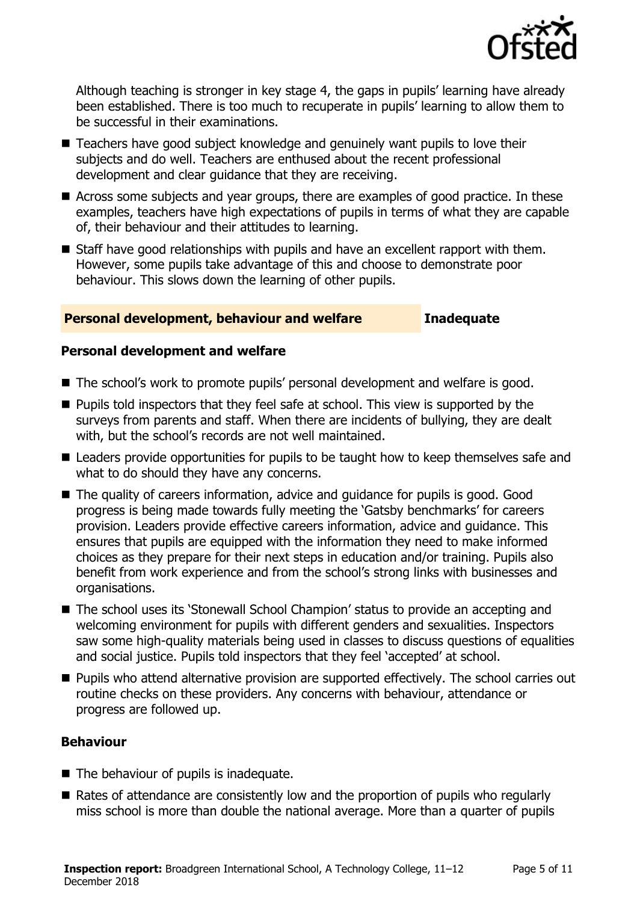Although teaching is stronger in key stage 4, the gaps in pupils' learning have already been established. There is too much to recuperate in pupils' learning to allow them to be successful in their examinations.

- Teachers have good subject knowledge and genuinely want pupils to love their subjects and do well. Teachers are enthused about the recent professional development and clear guidance that they are receiving.
- Across some subjects and year groups, there are examples of good practice. In these examples, teachers have high expectations of pupils in terms of what they are capable of, their behaviour and their attitudes to learning.
- Staff have good relationships with pupils and have an excellent rapport with them. However, some pupils take advantage of this and choose to demonstrate poor behaviour. This slows down the learning of other pupils.

## Personal development, behaviour and welfare — Inadequate

### Personal development and welfare

- The school's work to promote pupils' personal development and welfare is good.
- Pupils told inspectors that they feel safe at school. This view is supported by the surveys from parents and staff. When there are incidents of bullying, they are dealt with, but the school's records are not well maintained.
- Leaders provide opportunities for pupils to be taught how to keep themselves safe and what to do should they have any concerns.
- The quality of careers information, advice and guidance for pupils is good. Good progress is being made towards fully meeting the 'Gatsby benchmarks' for careers provision. Leaders provide effective careers information, advice and guidance. This ensures that pupils are equipped with the information they need to make informed choices as they prepare for their next steps in education and/or training. Pupils also benefit from work experience and from the school's strong links with businesses and organisations.
- The school uses its 'Stonewall School Champion' status to provide an accepting and welcoming environment for pupils with different genders and sexualities. Inspectors saw some high-quality materials being used in classes to discuss questions of equalities and social justice. Pupils told inspectors that they feel 'accepted' at school.
- Pupils who attend alternative provision are supported effectively. The school carries out routine checks on these providers. Any concerns with behaviour, attendance or progress are followed up.

### Behaviour

- The behaviour of pupils is inadequate.
- Rates of attendance are consistently low and the proportion of pupils who regularly miss school is more than double the national average. More than a quarter of pupils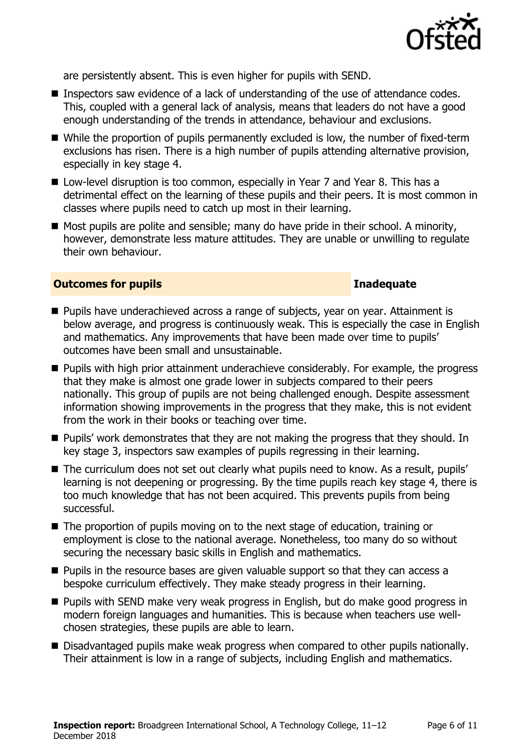are persistently absent. This is even higher for pupils with SEND.

- Inspectors saw evidence of a lack of understanding of the use of attendance codes. This, coupled with a general lack of analysis, means that leaders do not have a good enough understanding of the trends in attendance, behaviour and exclusions.
- While the proportion of pupils permanently excluded is low, the number of fixed-term exclusions has risen. There is a high number of pupils attending alternative provision, especially in key stage 4.
- Low-level disruption is too common, especially in Year 7 and Year 8. This has a detrimental effect on the learning of these pupils and their peers. It is most common in classes where pupils need to catch up most in their learning.
- Most pupils are polite and sensible; many do have pride in their school. A minority, however, demonstrate less mature attitudes. They are unable or unwilling to regulate their own behaviour.

## Outcomes for pupils — Inadequate

- Pupils have underachieved across a range of subjects, year on year. Attainment is below average, and progress is continuously weak. This is especially the case in English and mathematics. Any improvements that have been made over time to pupils' outcomes have been small and unsustainable.
- Pupils with high prior attainment underachieve considerably. For example, the progress that they make is almost one grade lower in subjects compared to their peers nationally. This group of pupils are not being challenged enough. Despite assessment information showing improvements in the progress that they make, this is not evident from the work in their books or teaching over time.
- Pupils' work demonstrates that they are not making the progress that they should. In key stage 3, inspectors saw examples of pupils regressing in their learning.
- The curriculum does not set out clearly what pupils need to know. As a result, pupils' learning is not deepening or progressing. By the time pupils reach key stage 4, there is too much knowledge that has not been acquired. This prevents pupils from being successful.
- The proportion of pupils moving on to the next stage of education, training or employment is close to the national average. Nonetheless, too many do so without securing the necessary basic skills in English and mathematics.
- Pupils in the resource bases are given valuable support so that they can access a bespoke curriculum effectively. They make steady progress in their learning.
- Pupils with SEND make very weak progress in English, but do make good progress in modern foreign languages and humanities. This is because when teachers use well-chosen strategies, these pupils are able to learn.
- Disadvantaged pupils make weak progress when compared to other pupils nationally. Their attainment is low in a range of subjects, including English and mathematics.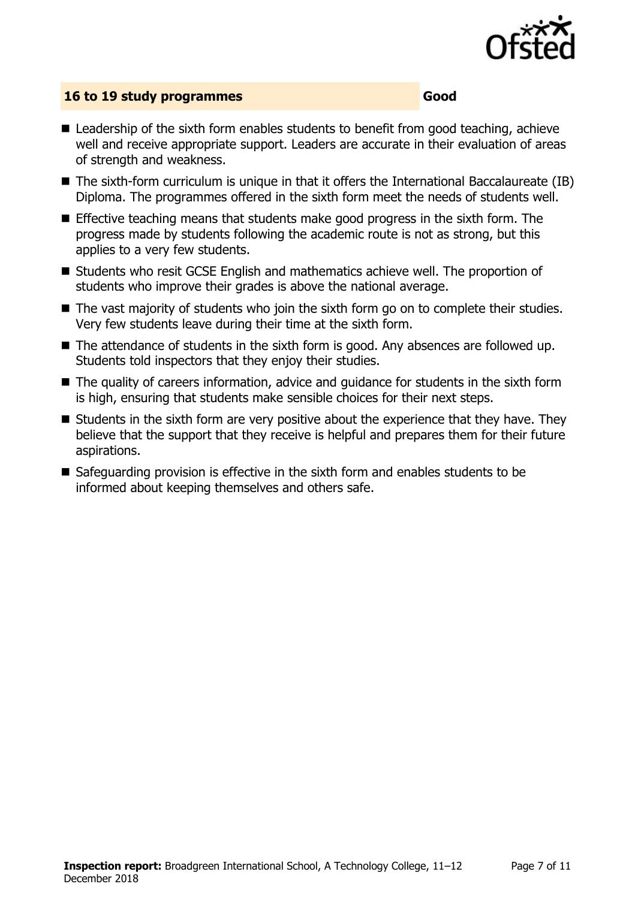## 16 to 19 study programmes — Good

- Leadership of the sixth form enables students to benefit from good teaching, achieve well and receive appropriate support. Leaders are accurate in their evaluation of areas of strength and weakness.
- The sixth-form curriculum is unique in that it offers the International Baccalaureate (IB) Diploma. The programmes offered in the sixth form meet the needs of students well.
- Effective teaching means that students make good progress in the sixth form. The progress made by students following the academic route is not as strong, but this applies to a very few students.
- Students who resit GCSE English and mathematics achieve well. The proportion of students who improve their grades is above the national average.
- The vast majority of students who join the sixth form go on to complete their studies. Very few students leave during their time at the sixth form.
- The attendance of students in the sixth form is good. Any absences are followed up. Students told inspectors that they enjoy their studies.
- The quality of careers information, advice and guidance for students in the sixth form is high, ensuring that students make sensible choices for their next steps.
- Students in the sixth form are very positive about the experience that they have. They believe that the support that they receive is helpful and prepares them for their future aspirations.
- Safeguarding provision is effective in the sixth form and enables students to be informed about keeping themselves and others safe.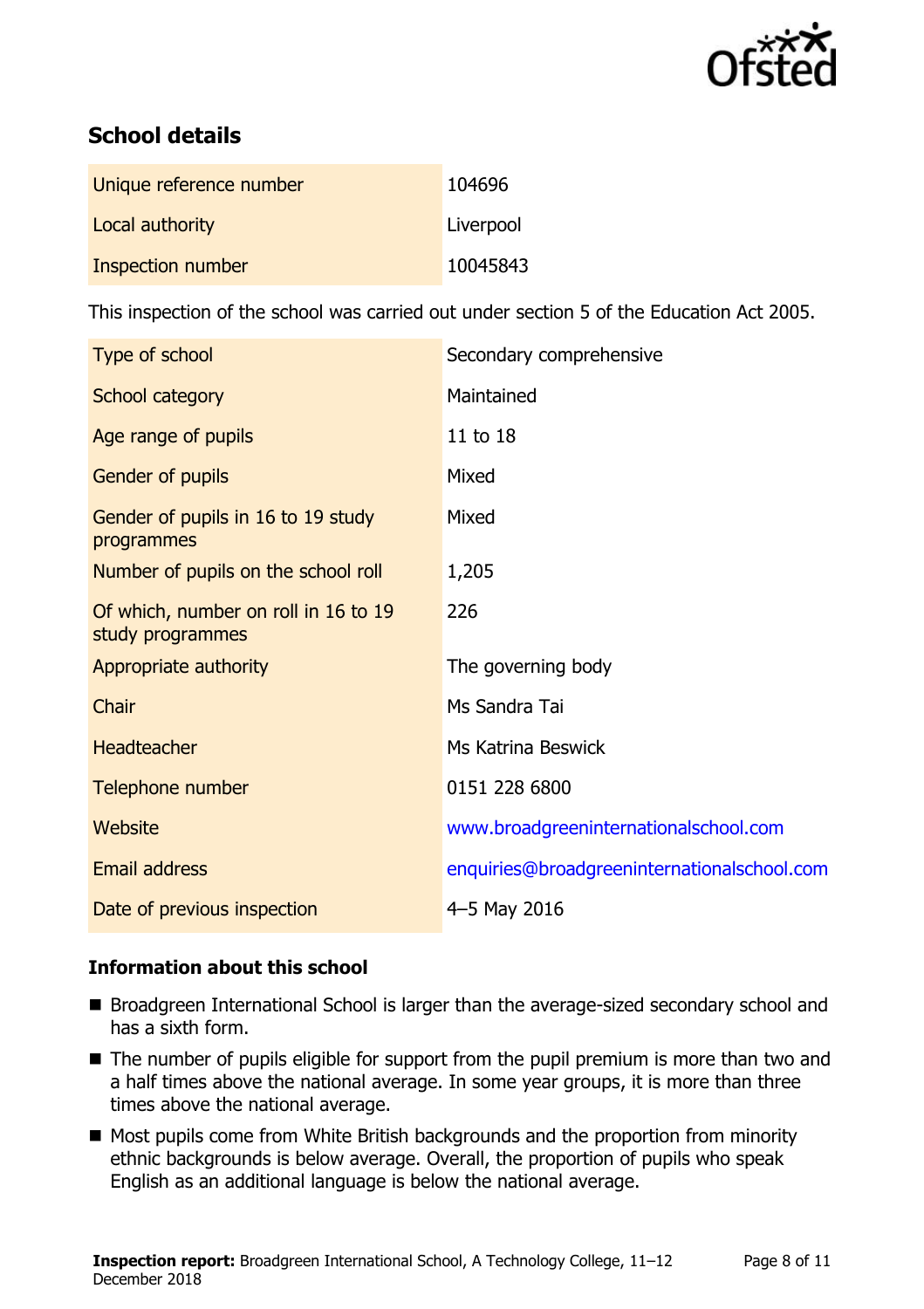## School details

| | |
|---|---|
| Unique reference number | 104696 |
| Local authority | Liverpool |
| Inspection number | 10045843 |

This inspection of the school was carried out under section 5 of the Education Act 2005.

| | |
|---|---|
| Type of school | Secondary comprehensive |
| School category | Maintained |
| Age range of pupils | 11 to 18 |
| Gender of pupils | Mixed |
| Gender of pupils in 16 to 19 study programmes | Mixed |
| Number of pupils on the school roll | 1,205 |
| Of which, number on roll in 16 to 19 study programmes | 226 |
| Appropriate authority | The governing body |
| Chair | Ms Sandra Tai |
| Headteacher | Ms Katrina Beswick |
| Telephone number | 0151 228 6800 |
| Website | www.broadgreeninternationalschool.com |
| Email address | enquiries@broadgreeninternationalschool.com |
| Date of previous inspection | 4–5 May 2016 |

### Information about this school

- Broadgreen International School is larger than the average-sized secondary school and has a sixth form.
- The number of pupils eligible for support from the pupil premium is more than two and a half times above the national average. In some year groups, it is more than three times above the national average.
- Most pupils come from White British backgrounds and the proportion from minority ethnic backgrounds is below average. Overall, the proportion of pupils who speak English as an additional language is below the national average.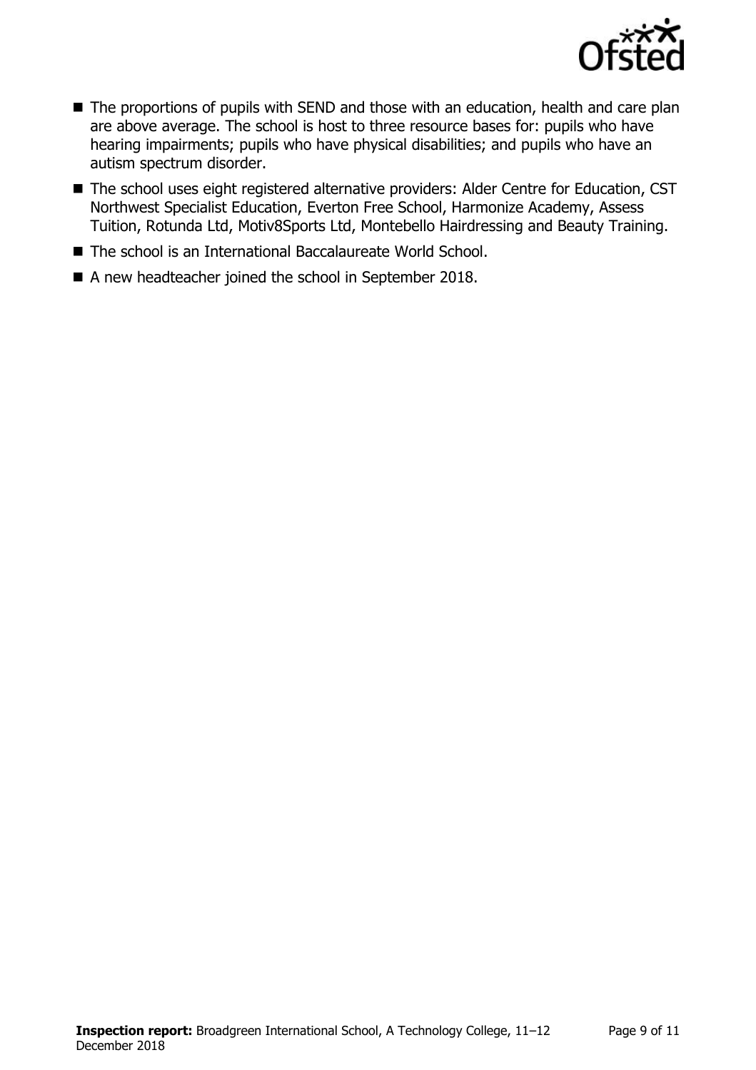- The proportions of pupils with SEND and those with an education, health and care plan are above average. The school is host to three resource bases for: pupils who have hearing impairments; pupils who have physical disabilities; and pupils who have an autism spectrum disorder.
- The school uses eight registered alternative providers: Alder Centre for Education, CST Northwest Specialist Education, Everton Free School, Harmonize Academy, Assess Tuition, Rotunda Ltd, Motiv8Sports Ltd, Montebello Hairdressing and Beauty Training.
- The school is an International Baccalaureate World School.
- A new headteacher joined the school in September 2018.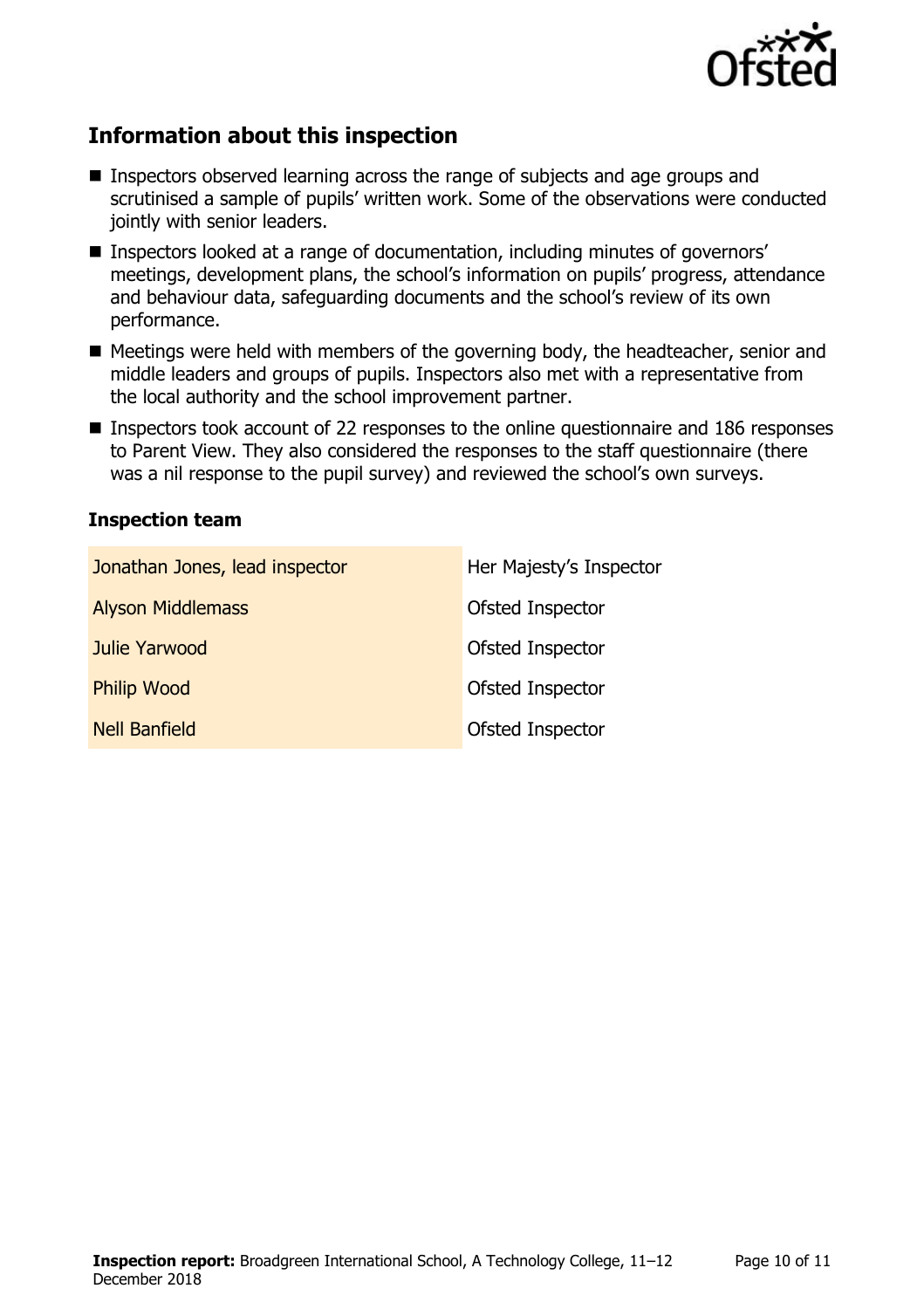## Information about this inspection

- Inspectors observed learning across the range of subjects and age groups and scrutinised a sample of pupils' written work. Some of the observations were conducted jointly with senior leaders.
- Inspectors looked at a range of documentation, including minutes of governors' meetings, development plans, the school's information on pupils' progress, attendance and behaviour data, safeguarding documents and the school's review of its own performance.
- Meetings were held with members of the governing body, the headteacher, senior and middle leaders and groups of pupils. Inspectors also met with a representative from the local authority and the school improvement partner.
- Inspectors took account of 22 responses to the online questionnaire and 186 responses to Parent View. They also considered the responses to the staff questionnaire (there was a nil response to the pupil survey) and reviewed the school's own surveys.

### Inspection team

| | |
|---|---|
| Jonathan Jones, lead inspector | Her Majesty's Inspector |
| Alyson Middlemass | Ofsted Inspector |
| Julie Yarwood | Ofsted Inspector |
| Philip Wood | Ofsted Inspector |
| Nell Banfield | Ofsted Inspector |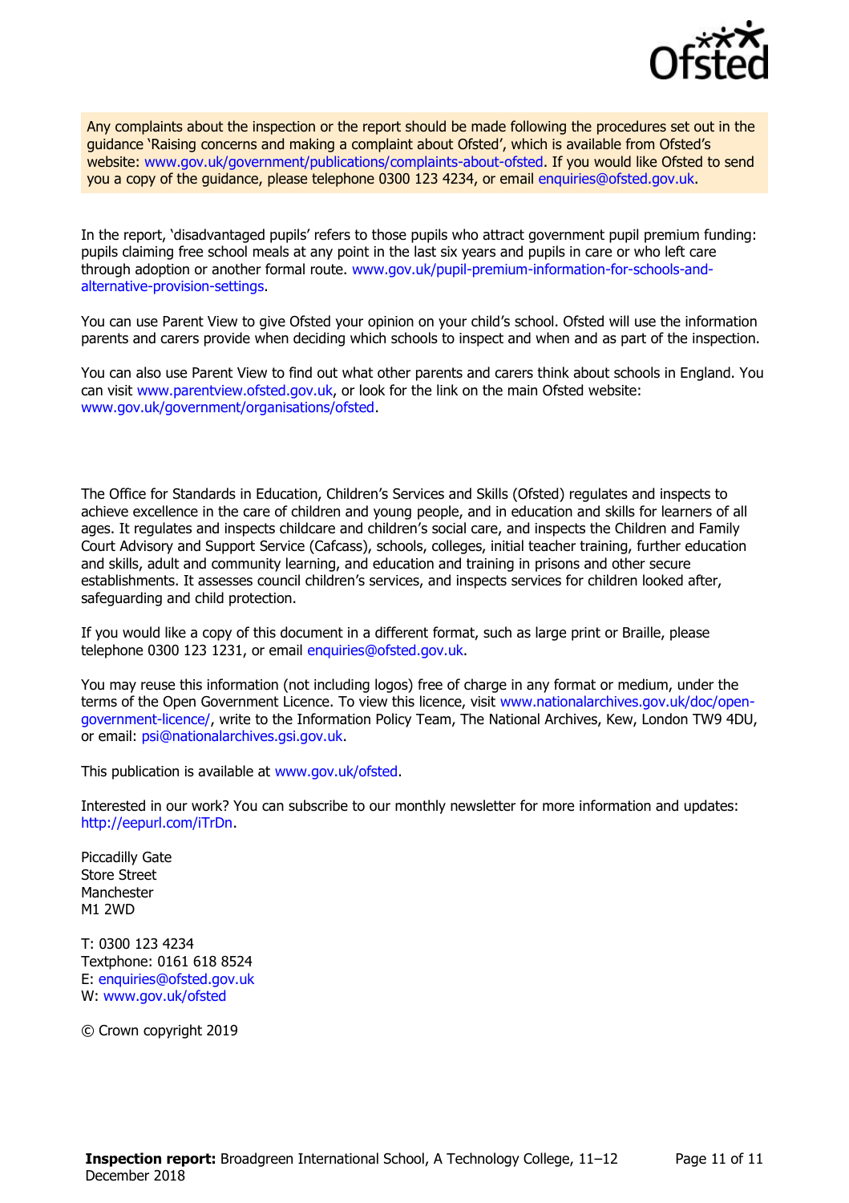Any complaints about the inspection or the report should be made following the procedures set out in the guidance 'Raising concerns and making a complaint about Ofsted', which is available from Ofsted's website: www.gov.uk/government/publications/complaints-about-ofsted. If you would like Ofsted to send you a copy of the guidance, please telephone 0300 123 4234, or email enquiries@ofsted.gov.uk.

In the report, 'disadvantaged pupils' refers to those pupils who attract government pupil premium funding: pupils claiming free school meals at any point in the last six years and pupils in care or who left care through adoption or another formal route. www.gov.uk/pupil-premium-information-for-schools-and-alternative-provision-settings.

You can use Parent View to give Ofsted your opinion on your child's school. Ofsted will use the information parents and carers provide when deciding which schools to inspect and when and as part of the inspection.

You can also use Parent View to find out what other parents and carers think about schools in England. You can visit www.parentview.ofsted.gov.uk, or look for the link on the main Ofsted website: www.gov.uk/government/organisations/ofsted.

The Office for Standards in Education, Children's Services and Skills (Ofsted) regulates and inspects to achieve excellence in the care of children and young people, and in education and skills for learners of all ages. It regulates and inspects childcare and children's social care, and inspects the Children and Family Court Advisory and Support Service (Cafcass), schools, colleges, initial teacher training, further education and skills, adult and community learning, and education and training in prisons and other secure establishments. It assesses council children's services, and inspects services for children looked after, safeguarding and child protection.

If you would like a copy of this document in a different format, such as large print or Braille, please telephone 0300 123 1231, or email enquiries@ofsted.gov.uk.

You may reuse this information (not including logos) free of charge in any format or medium, under the terms of the Open Government Licence. To view this licence, visit www.nationalarchives.gov.uk/doc/open-government-licence/, write to the Information Policy Team, The National Archives, Kew, London TW9 4DU, or email: psi@nationalarchives.gsi.gov.uk.

This publication is available at www.gov.uk/ofsted.

Interested in our work? You can subscribe to our monthly newsletter for more information and updates: http://eepurl.com/iTrDn.

Piccadilly Gate  
Store Street  
Manchester  
M1 2WD

T: 0300 123 4234  
Textphone: 0161 618 8524  
E: enquiries@ofsted.gov.uk  
W: www.gov.uk/ofsted

© Crown copyright 2019